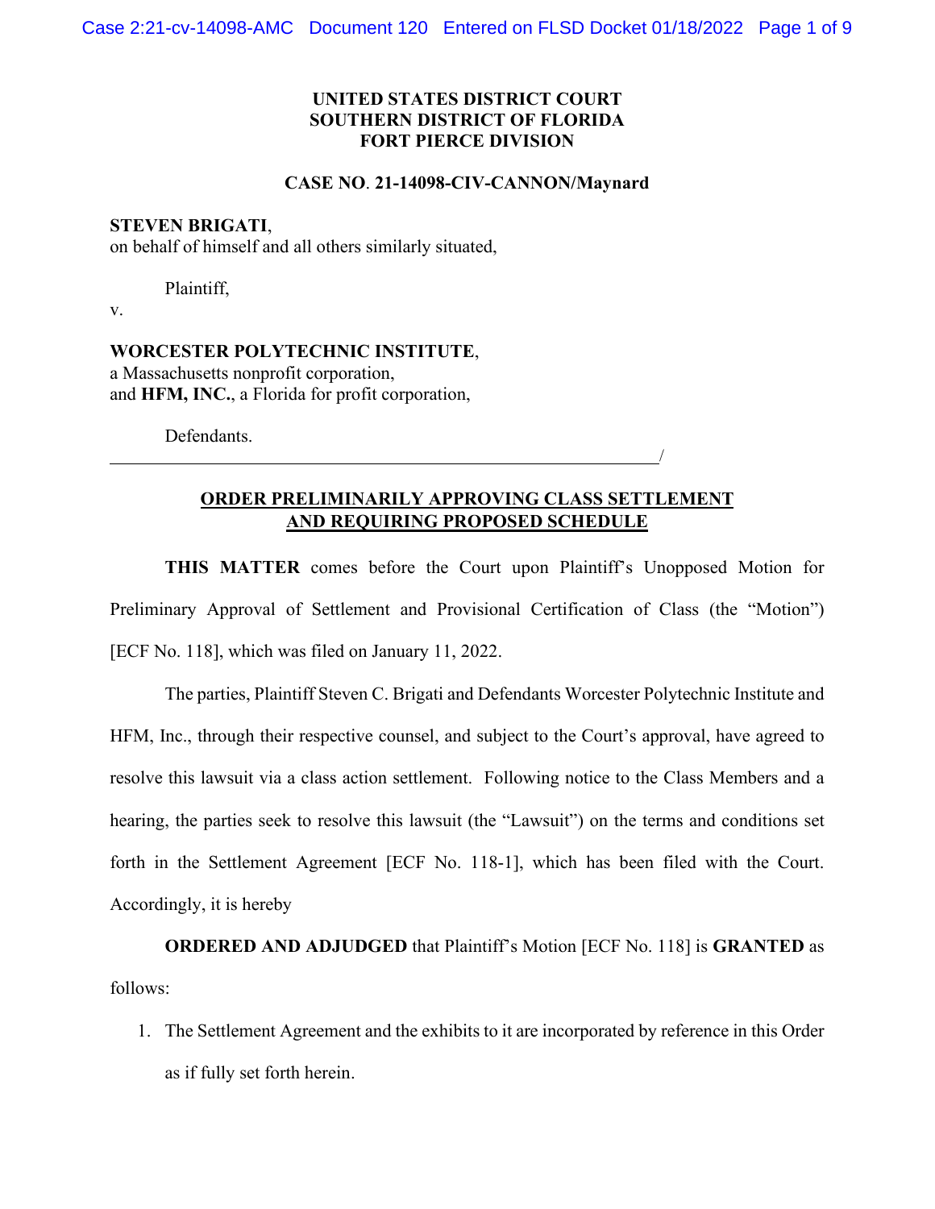**UNITED STATES DISTRICT COURT**
**SOUTHERN DISTRICT OF FLORIDA**
**FORT PIERCE DIVISION**

**CASE NO. 21-14098-CIV-CANNON/Maynard**

**STEVEN BRIGATI**,
on behalf of himself and all others similarly situated,

Plaintiff,

v.

**WORCESTER POLYTECHNIC INSTITUTE**,
a Massachusetts nonprofit corporation,
and **HFM, INC.**, a Florida for profit corporation,

Defendants.
_______________________________________________/

**ORDER PRELIMINARILY APPROVING CLASS SETTLEMENT AND REQUIRING PROPOSED SCHEDULE**

**THIS MATTER** comes before the Court upon Plaintiff's Unopposed Motion for Preliminary Approval of Settlement and Provisional Certification of Class (the "Motion") [ECF No. 118], which was filed on January 11, 2022.

The parties, Plaintiff Steven C. Brigati and Defendants Worcester Polytechnic Institute and HFM, Inc., through their respective counsel, and subject to the Court's approval, have agreed to resolve this lawsuit via a class action settlement. Following notice to the Class Members and a hearing, the parties seek to resolve this lawsuit (the "Lawsuit") on the terms and conditions set forth in the Settlement Agreement [ECF No. 118-1], which has been filed with the Court. Accordingly, it is hereby

**ORDERED AND ADJUDGED** that Plaintiff's Motion [ECF No. 118] is **GRANTED** as follows:

1. The Settlement Agreement and the exhibits to it are incorporated by reference in this Order as if fully set forth herein.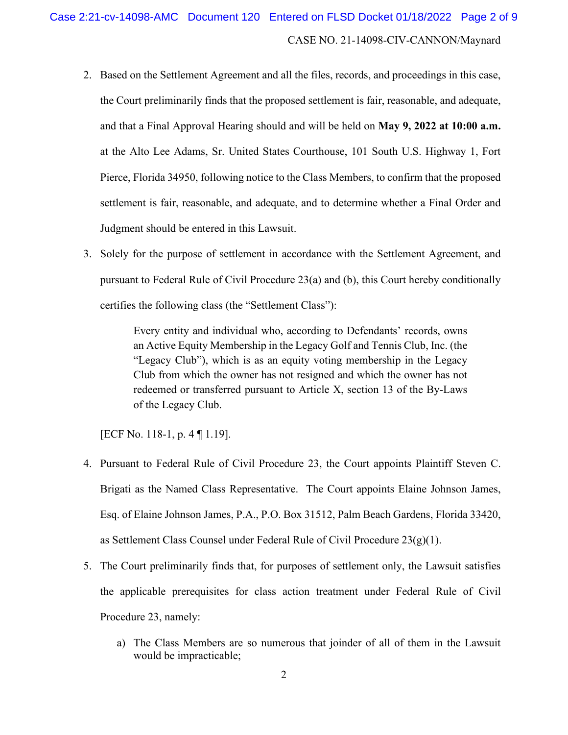2. Based on the Settlement Agreement and all the files, records, and proceedings in this case, the Court preliminarily finds that the proposed settlement is fair, reasonable, and adequate, and that a Final Approval Hearing should and will be held on **May 9, 2022 at 10:00 a.m.** at the Alto Lee Adams, Sr. United States Courthouse, 101 South U.S. Highway 1, Fort Pierce, Florida 34950, following notice to the Class Members, to confirm that the proposed settlement is fair, reasonable, and adequate, and to determine whether a Final Order and Judgment should be entered in this Lawsuit.

3. Solely for the purpose of settlement in accordance with the Settlement Agreement, and pursuant to Federal Rule of Civil Procedure 23(a) and (b), this Court hereby conditionally certifies the following class (the "Settlement Class"):

   > Every entity and individual who, according to Defendants' records, owns an Active Equity Membership in the Legacy Golf and Tennis Club, Inc. (the "Legacy Club"), which is as an equity voting membership in the Legacy Club from which the owner has not resigned and which the owner has not redeemed or transferred pursuant to Article X, section 13 of the By-Laws of the Legacy Club.

   [ECF No. 118-1, p. 4 ¶ 1.19].

4. Pursuant to Federal Rule of Civil Procedure 23, the Court appoints Plaintiff Steven C. Brigati as the Named Class Representative. The Court appoints Elaine Johnson James, Esq. of Elaine Johnson James, P.A., P.O. Box 31512, Palm Beach Gardens, Florida 33420, as Settlement Class Counsel under Federal Rule of Civil Procedure 23(g)(1).

5. The Court preliminarily finds that, for purposes of settlement only, the Lawsuit satisfies the applicable prerequisites for class action treatment under Federal Rule of Civil Procedure 23, namely:

   a) The Class Members are so numerous that joinder of all of them in the Lawsuit would be impracticable;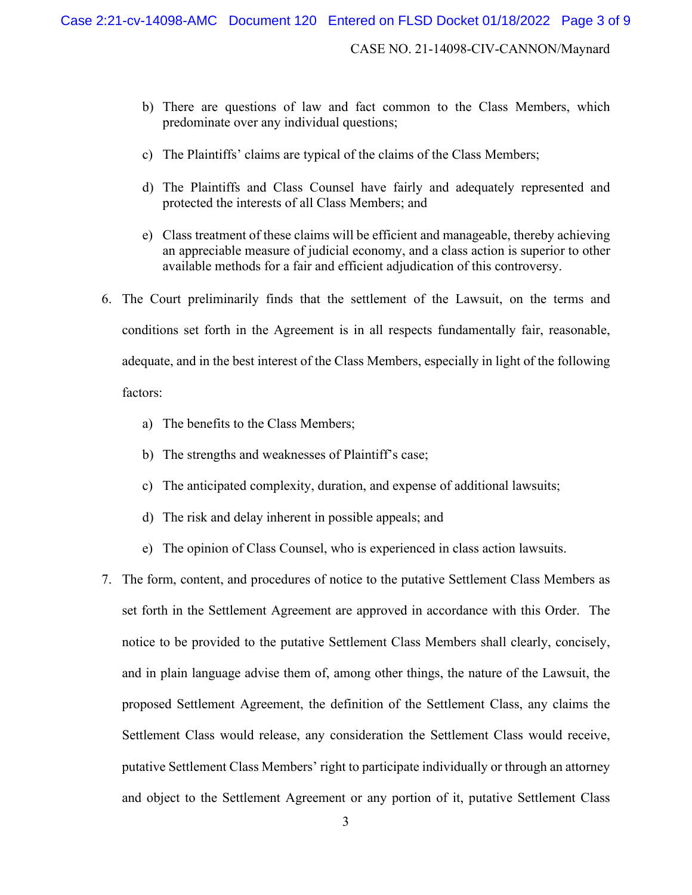b) There are questions of law and fact common to the Class Members, which predominate over any individual questions;

c) The Plaintiffs' claims are typical of the claims of the Class Members;

d) The Plaintiffs and Class Counsel have fairly and adequately represented and protected the interests of all Class Members; and

e) Class treatment of these claims will be efficient and manageable, thereby achieving an appreciable measure of judicial economy, and a class action is superior to other available methods for a fair and efficient adjudication of this controversy.

6. The Court preliminarily finds that the settlement of the Lawsuit, on the terms and conditions set forth in the Agreement is in all respects fundamentally fair, reasonable, adequate, and in the best interest of the Class Members, especially in light of the following factors:

   a) The benefits to the Class Members;

   b) The strengths and weaknesses of Plaintiff's case;

   c) The anticipated complexity, duration, and expense of additional lawsuits;

   d) The risk and delay inherent in possible appeals; and

   e) The opinion of Class Counsel, who is experienced in class action lawsuits.

7. The form, content, and procedures of notice to the putative Settlement Class Members as set forth in the Settlement Agreement are approved in accordance with this Order. The notice to be provided to the putative Settlement Class Members shall clearly, concisely, and in plain language advise them of, among other things, the nature of the Lawsuit, the proposed Settlement Agreement, the definition of the Settlement Class, any claims the Settlement Class would release, any consideration the Settlement Class would receive, putative Settlement Class Members' right to participate individually or through an attorney and object to the Settlement Agreement or any portion of it, putative Settlement Class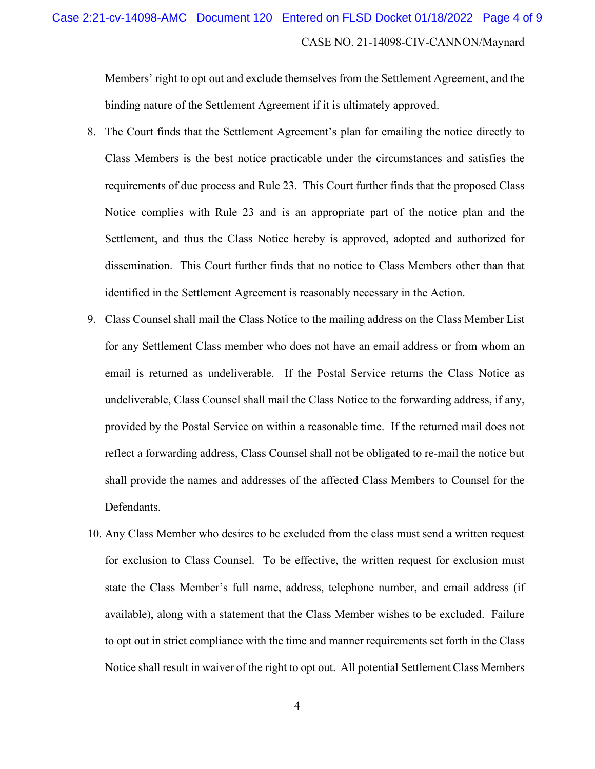Members' right to opt out and exclude themselves from the Settlement Agreement, and the binding nature of the Settlement Agreement if it is ultimately approved.

8. The Court finds that the Settlement Agreement's plan for emailing the notice directly to Class Members is the best notice practicable under the circumstances and satisfies the requirements of due process and Rule 23. This Court further finds that the proposed Class Notice complies with Rule 23 and is an appropriate part of the notice plan and the Settlement, and thus the Class Notice hereby is approved, adopted and authorized for dissemination. This Court further finds that no notice to Class Members other than that identified in the Settlement Agreement is reasonably necessary in the Action.

9. Class Counsel shall mail the Class Notice to the mailing address on the Class Member List for any Settlement Class member who does not have an email address or from whom an email is returned as undeliverable. If the Postal Service returns the Class Notice as undeliverable, Class Counsel shall mail the Class Notice to the forwarding address, if any, provided by the Postal Service on within a reasonable time. If the returned mail does not reflect a forwarding address, Class Counsel shall not be obligated to re-mail the notice but shall provide the names and addresses of the affected Class Members to Counsel for the Defendants.

10. Any Class Member who desires to be excluded from the class must send a written request for exclusion to Class Counsel. To be effective, the written request for exclusion must state the Class Member's full name, address, telephone number, and email address (if available), along with a statement that the Class Member wishes to be excluded. Failure to opt out in strict compliance with the time and manner requirements set forth in the Class Notice shall result in waiver of the right to opt out. All potential Settlement Class Members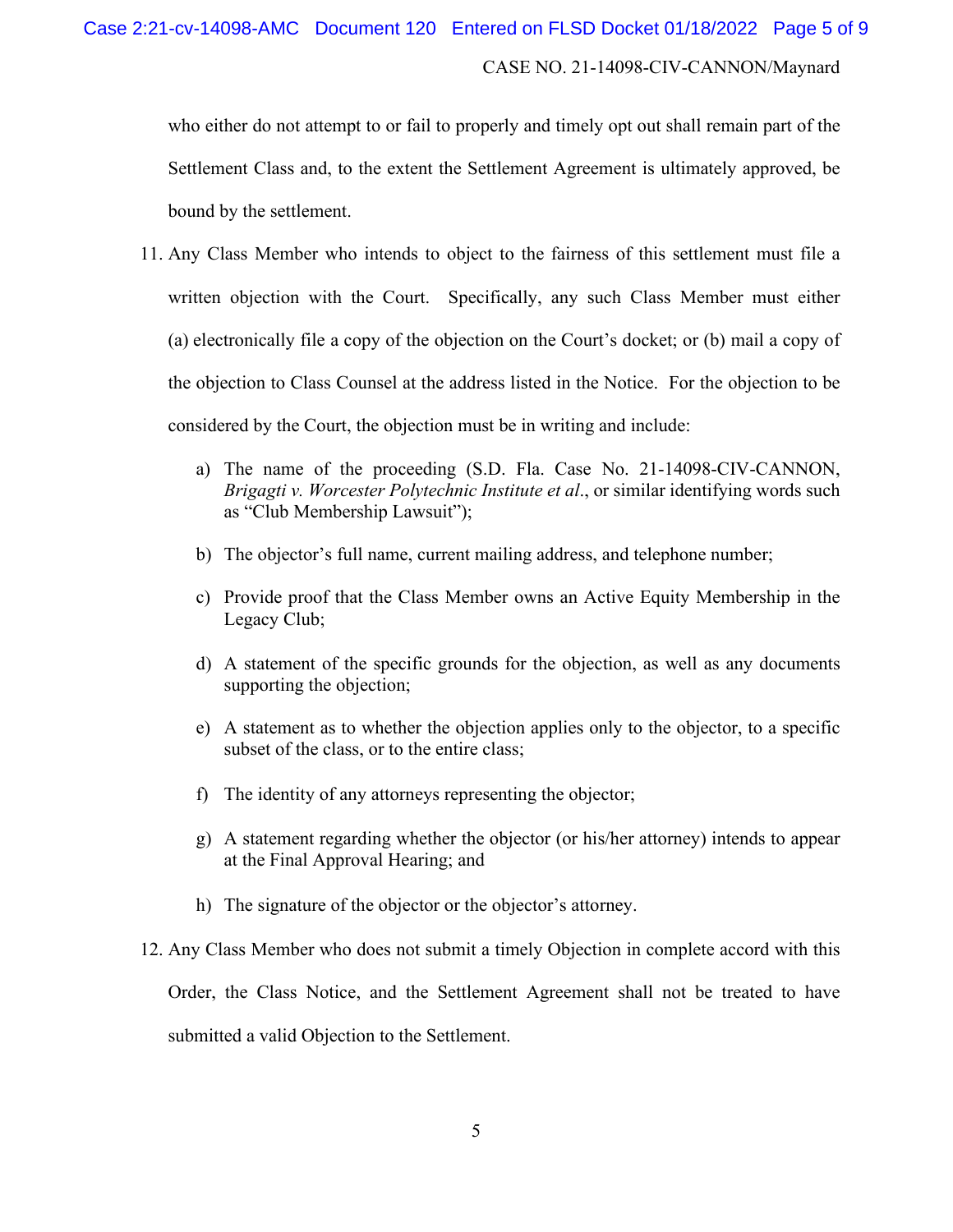who either do not attempt to or fail to properly and timely opt out shall remain part of the Settlement Class and, to the extent the Settlement Agreement is ultimately approved, be bound by the settlement.

11. Any Class Member who intends to object to the fairness of this settlement must file a written objection with the Court. Specifically, any such Class Member must either (a) electronically file a copy of the objection on the Court's docket; or (b) mail a copy of the objection to Class Counsel at the address listed in the Notice. For the objection to be considered by the Court, the objection must be in writing and include:

    a) The name of the proceeding (S.D. Fla. Case No. 21-14098-CIV-CANNON, *Brigagti v. Worcester Polytechnic Institute et al*., or similar identifying words such as "Club Membership Lawsuit");

    b) The objector's full name, current mailing address, and telephone number;

    c) Provide proof that the Class Member owns an Active Equity Membership in the Legacy Club;

    d) A statement of the specific grounds for the objection, as well as any documents supporting the objection;

    e) A statement as to whether the objection applies only to the objector, to a specific subset of the class, or to the entire class;

    f) The identity of any attorneys representing the objector;

    g) A statement regarding whether the objector (or his/her attorney) intends to appear at the Final Approval Hearing; and

    h) The signature of the objector or the objector's attorney.

12. Any Class Member who does not submit a timely Objection in complete accord with this Order, the Class Notice, and the Settlement Agreement shall not be treated to have submitted a valid Objection to the Settlement.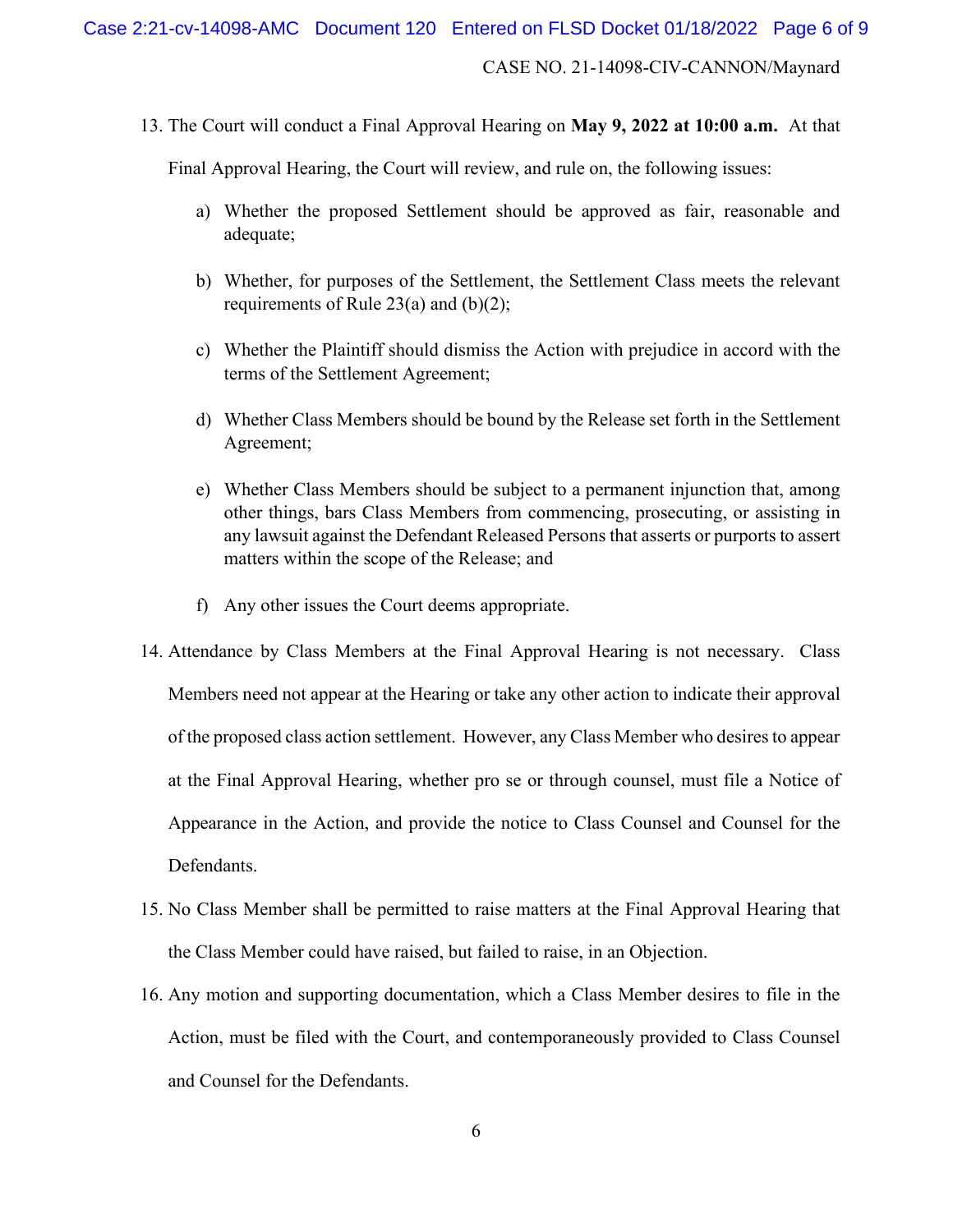13. The Court will conduct a Final Approval Hearing on **May 9, 2022 at 10:00 a.m.** At that Final Approval Hearing, the Court will review, and rule on, the following issues:

    a) Whether the proposed Settlement should be approved as fair, reasonable and adequate;

    b) Whether, for purposes of the Settlement, the Settlement Class meets the relevant requirements of Rule 23(a) and (b)(2);

    c) Whether the Plaintiff should dismiss the Action with prejudice in accord with the terms of the Settlement Agreement;

    d) Whether Class Members should be bound by the Release set forth in the Settlement Agreement;

    e) Whether Class Members should be subject to a permanent injunction that, among other things, bars Class Members from commencing, prosecuting, or assisting in any lawsuit against the Defendant Released Persons that asserts or purports to assert matters within the scope of the Release; and

    f) Any other issues the Court deems appropriate.

14. Attendance by Class Members at the Final Approval Hearing is not necessary. Class Members need not appear at the Hearing or take any other action to indicate their approval of the proposed class action settlement. However, any Class Member who desires to appear at the Final Approval Hearing, whether pro se or through counsel, must file a Notice of Appearance in the Action, and provide the notice to Class Counsel and Counsel for the Defendants.

15. No Class Member shall be permitted to raise matters at the Final Approval Hearing that the Class Member could have raised, but failed to raise, in an Objection.

16. Any motion and supporting documentation, which a Class Member desires to file in the Action, must be filed with the Court, and contemporaneously provided to Class Counsel and Counsel for the Defendants.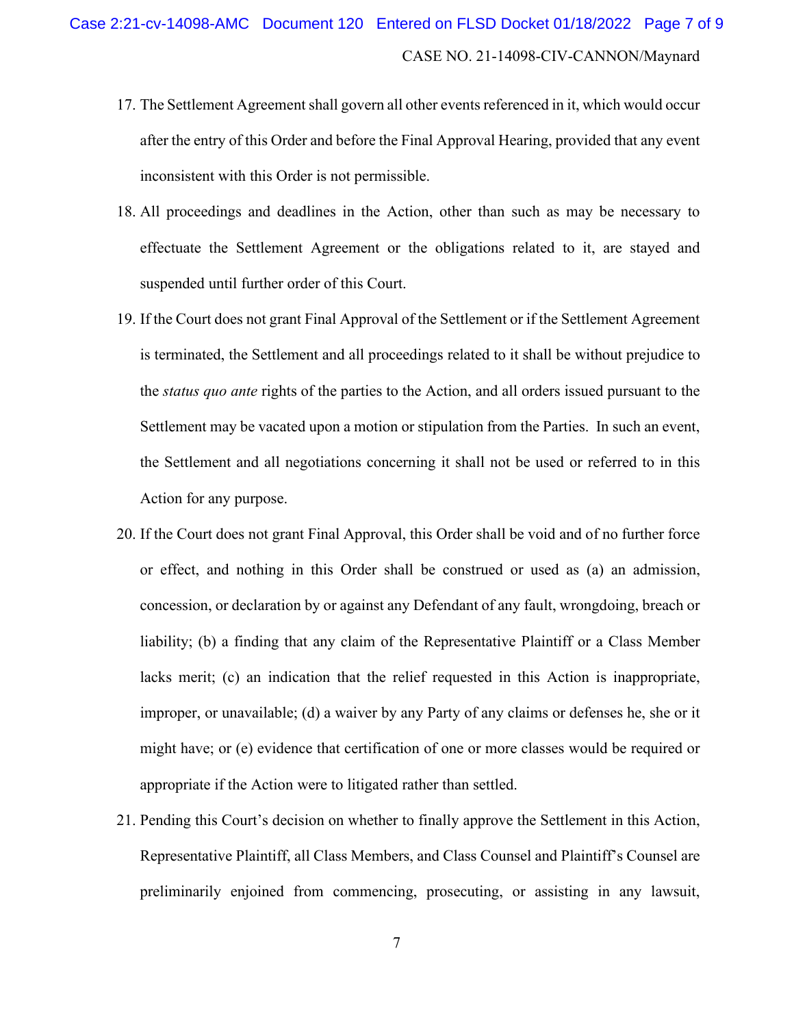17. The Settlement Agreement shall govern all other events referenced in it, which would occur after the entry of this Order and before the Final Approval Hearing, provided that any event inconsistent with this Order is not permissible.

18. All proceedings and deadlines in the Action, other than such as may be necessary to effectuate the Settlement Agreement or the obligations related to it, are stayed and suspended until further order of this Court.

19. If the Court does not grant Final Approval of the Settlement or if the Settlement Agreement is terminated, the Settlement and all proceedings related to it shall be without prejudice to the *status quo ante* rights of the parties to the Action, and all orders issued pursuant to the Settlement may be vacated upon a motion or stipulation from the Parties. In such an event, the Settlement and all negotiations concerning it shall not be used or referred to in this Action for any purpose.

20. If the Court does not grant Final Approval, this Order shall be void and of no further force or effect, and nothing in this Order shall be construed or used as (a) an admission, concession, or declaration by or against any Defendant of any fault, wrongdoing, breach or liability; (b) a finding that any claim of the Representative Plaintiff or a Class Member lacks merit; (c) an indication that the relief requested in this Action is inappropriate, improper, or unavailable; (d) a waiver by any Party of any claims or defenses he, she or it might have; or (e) evidence that certification of one or more classes would be required or appropriate if the Action were to litigated rather than settled.

21. Pending this Court's decision on whether to finally approve the Settlement in this Action, Representative Plaintiff, all Class Members, and Class Counsel and Plaintiff's Counsel are preliminarily enjoined from commencing, prosecuting, or assisting in any lawsuit,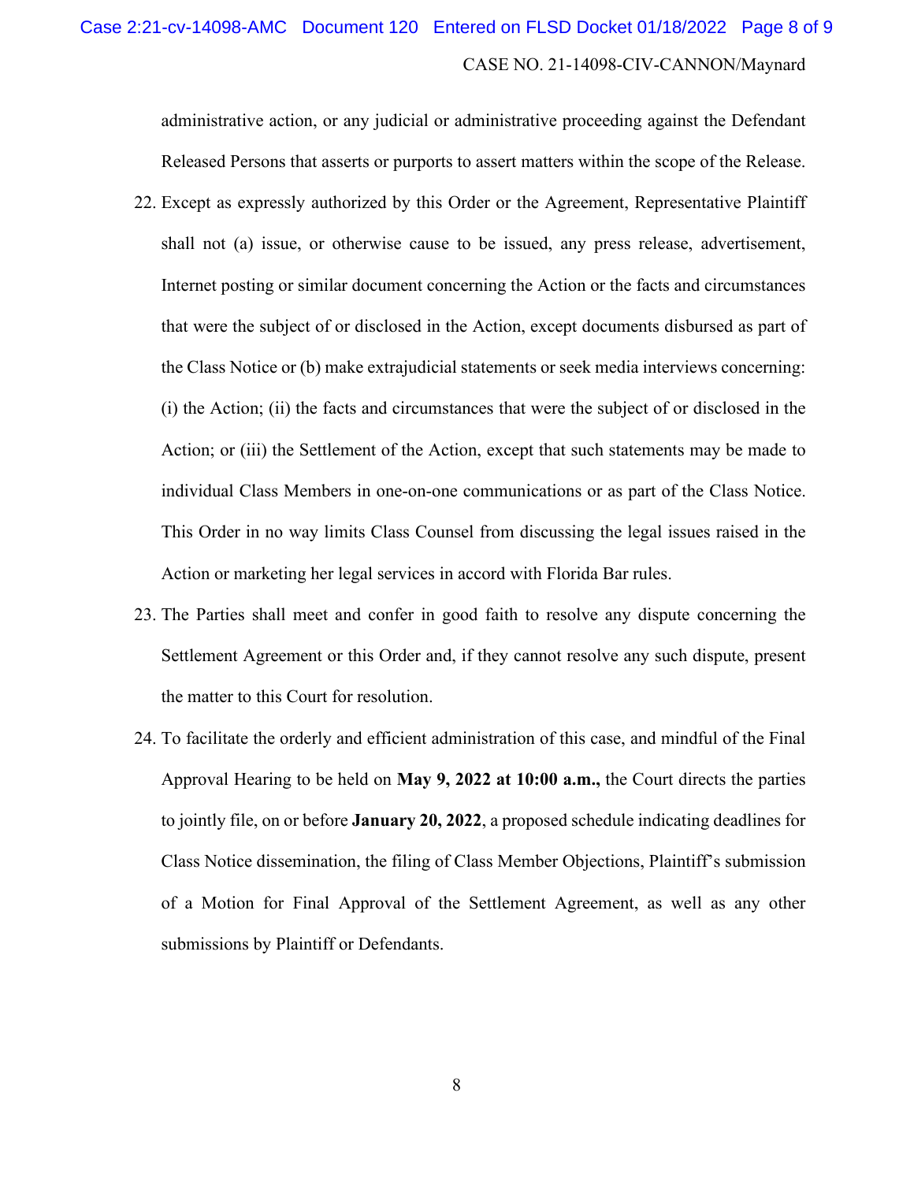administrative action, or any judicial or administrative proceeding against the Defendant Released Persons that asserts or purports to assert matters within the scope of the Release.

22. Except as expressly authorized by this Order or the Agreement, Representative Plaintiff shall not (a) issue, or otherwise cause to be issued, any press release, advertisement, Internet posting or similar document concerning the Action or the facts and circumstances that were the subject of or disclosed in the Action, except documents disbursed as part of the Class Notice or (b) make extrajudicial statements or seek media interviews concerning: (i) the Action; (ii) the facts and circumstances that were the subject of or disclosed in the Action; or (iii) the Settlement of the Action, except that such statements may be made to individual Class Members in one-on-one communications or as part of the Class Notice. This Order in no way limits Class Counsel from discussing the legal issues raised in the Action or marketing her legal services in accord with Florida Bar rules.

23. The Parties shall meet and confer in good faith to resolve any dispute concerning the Settlement Agreement or this Order and, if they cannot resolve any such dispute, present the matter to this Court for resolution.

24. To facilitate the orderly and efficient administration of this case, and mindful of the Final Approval Hearing to be held on **May 9, 2022 at 10:00 a.m.,** the Court directs the parties to jointly file, on or before **January 20, 2022**, a proposed schedule indicating deadlines for Class Notice dissemination, the filing of Class Member Objections, Plaintiff's submission of a Motion for Final Approval of the Settlement Agreement, as well as any other submissions by Plaintiff or Defendants.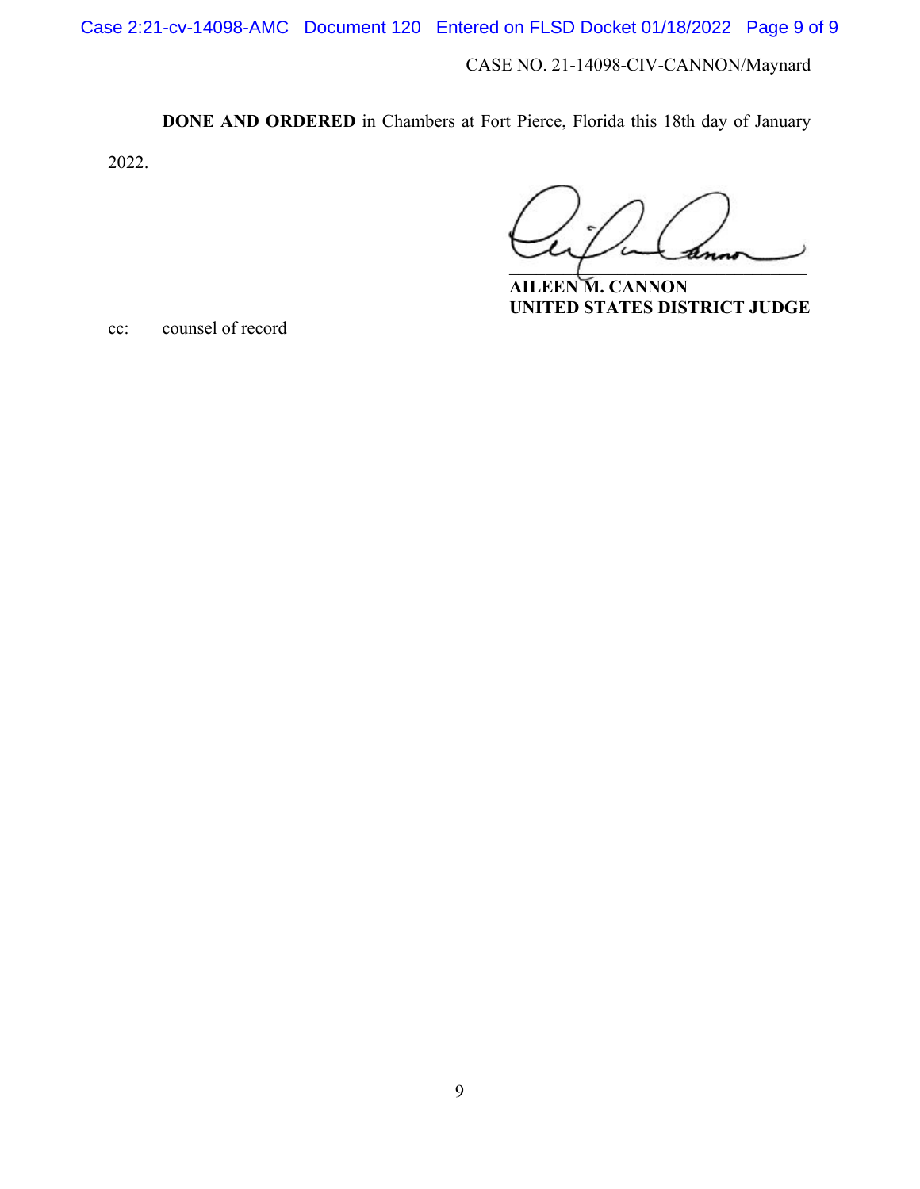**DONE AND ORDERED** in Chambers at Fort Pierce, Florida this 18th day of January 2022.

**AILEEN M. CANNON**
**UNITED STATES DISTRICT JUDGE**

cc: counsel of record